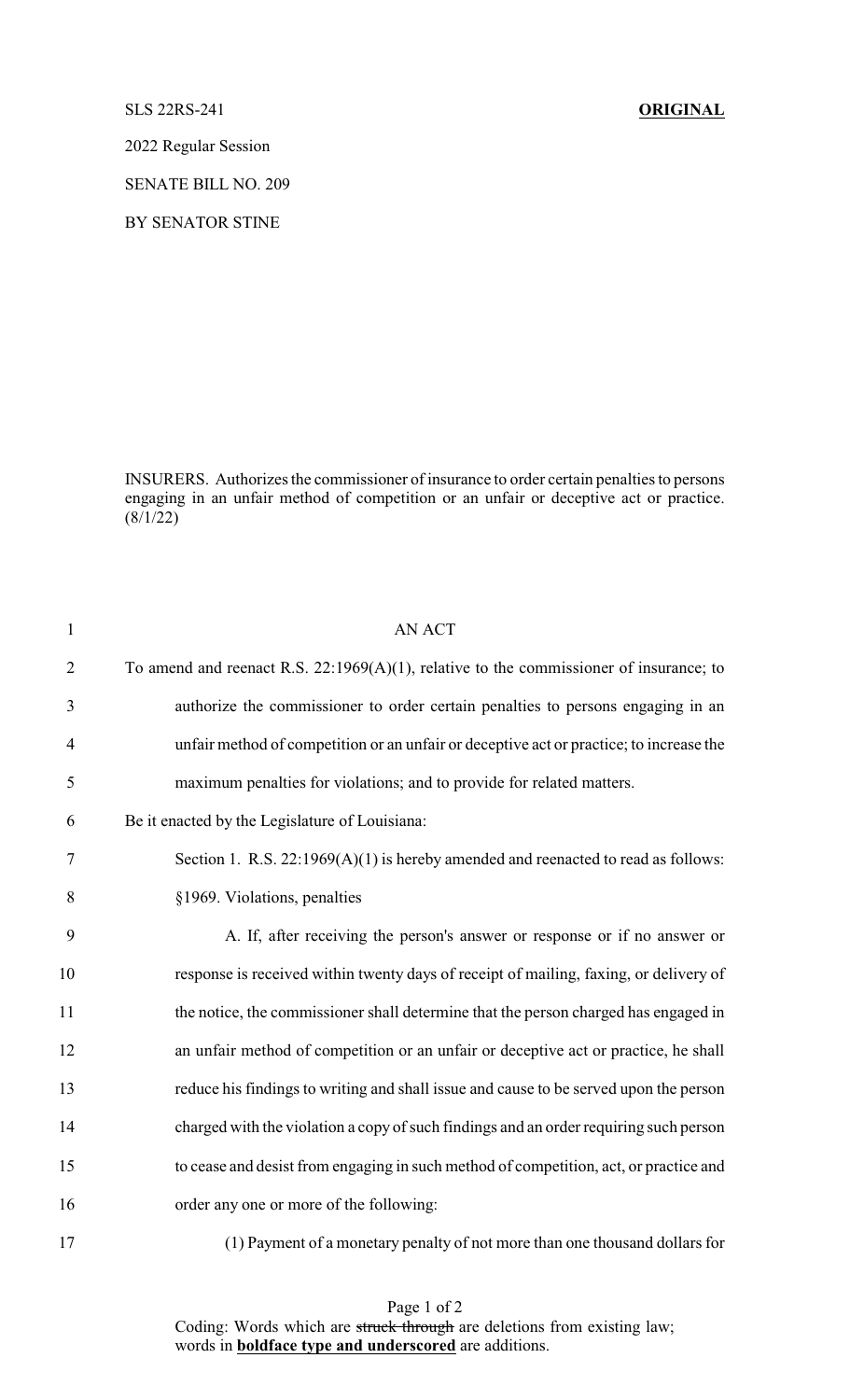SLS 22RS-241 **ORIGINAL**

2022 Regular Session

SENATE BILL NO. 209

BY SENATOR STINE

INSURERS. Authorizes the commissioner of insurance to order certain penalties to persons engaging in an unfair method of competition or an unfair or deceptive act or practice. (8/1/22)

1 AN ACT

2 To amend and reenact R.S. 22:1969(A)(1), relative to the commissioner of insurance; to

3 authorize the commissioner to order certain penalties to persons engaging in an

4 unfair method of competition or an unfair or deceptive act or practice; to increase the

5 maximum penalties for violations; and to provide for related matters.

6 Be it enacted by the Legislature of Louisiana:

7 Section 1. R.S. 22:1969(A)(1) is hereby amended and reenacted to read as follows:

8 §1969. Violations, penalties

9 A. If, after receiving the person's answer or response or if no answer or

10 response is received within twenty days of receipt of mailing, faxing, or delivery of

11 the notice, the commissioner shall determine that the person charged has engaged in

12 an unfair method of competition or an unfair or deceptive act or practice, he shall

13 reduce his findings to writing and shall issue and cause to be served upon the person

14 charged with the violation a copy of such findings and an order requiring such person

15 to cease and desist from engaging in such method of competition, act, or practice and

16 order any one or more of the following:

17 (1) Payment of a monetary penalty of not more than one thousand dollars for

Coding: Words which are ~~struck through~~ are deletions from existing law; words in **underscored boldface type and underscored** are additions.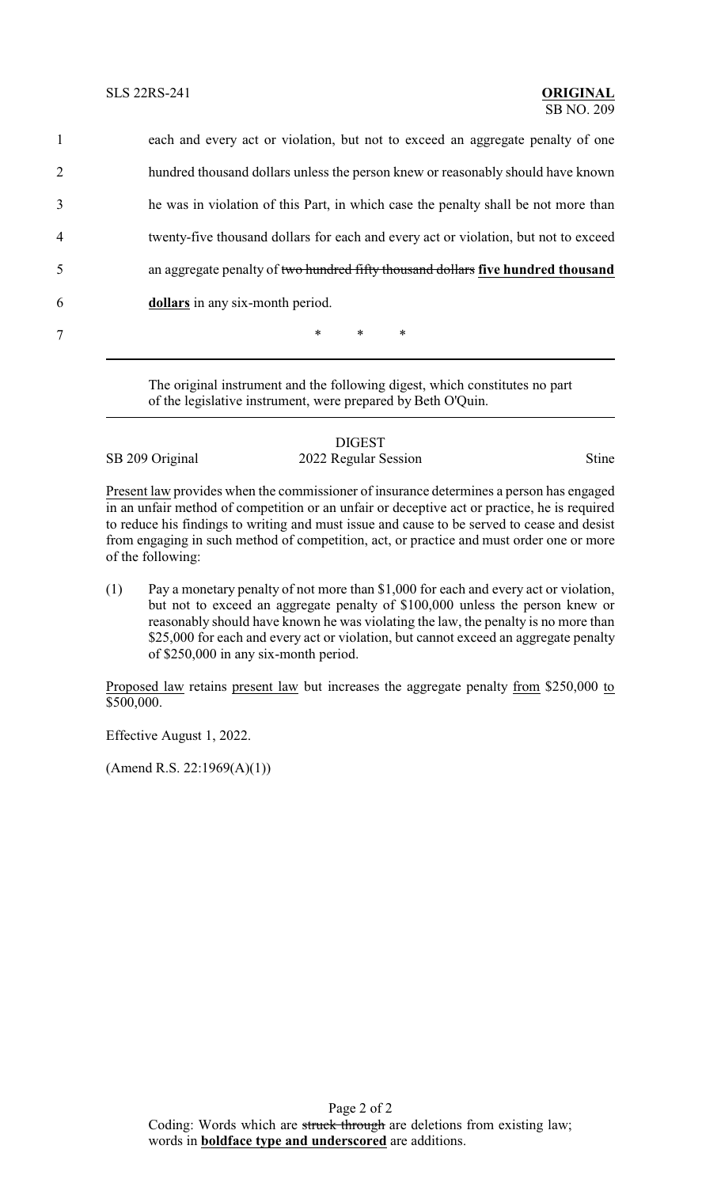each and every act or violation, but not to exceed an aggregate penalty of one hundred thousand dollars unless the person knew or reasonably should have known he was in violation of this Part, in which case the penalty shall be not more than twenty-five thousand dollars for each and every act or violation, but not to exceed an aggregate penalty of ~~two hundred fifty thousand dollars~~ **five hundred thousand dollars** in any six-month period.

\* \* \*

The original instrument and the following digest, which constitutes no part of the legislative instrument, were prepared by Beth O'Quin.

DIGEST

SB 209 Original — 2022 Regular Session — Stine

Present law provides when the commissioner of insurance determines a person has engaged in an unfair method of competition or an unfair or deceptive act or practice, he is required to reduce his findings to writing and must issue and cause to be served to cease and desist from engaging in such method of competition, act, or practice and must order one or more of the following:

(1) Pay a monetary penalty of not more than $1,000 for each and every act or violation, but not to exceed an aggregate penalty of $100,000 unless the person knew or reasonably should have known he was violating the law, the penalty is no more than $25,000 for each and every act or violation, but cannot exceed an aggregate penalty of $250,000 in any six-month period.

Proposed law retains present law but increases the aggregate penalty from $250,000 to $500,000.

Effective August 1, 2022.

(Amend R.S. 22:1969(A)(1))

Coding: Words which are ~~struck through~~ are deletions from existing law; words in **boldface type and underscored** are additions.